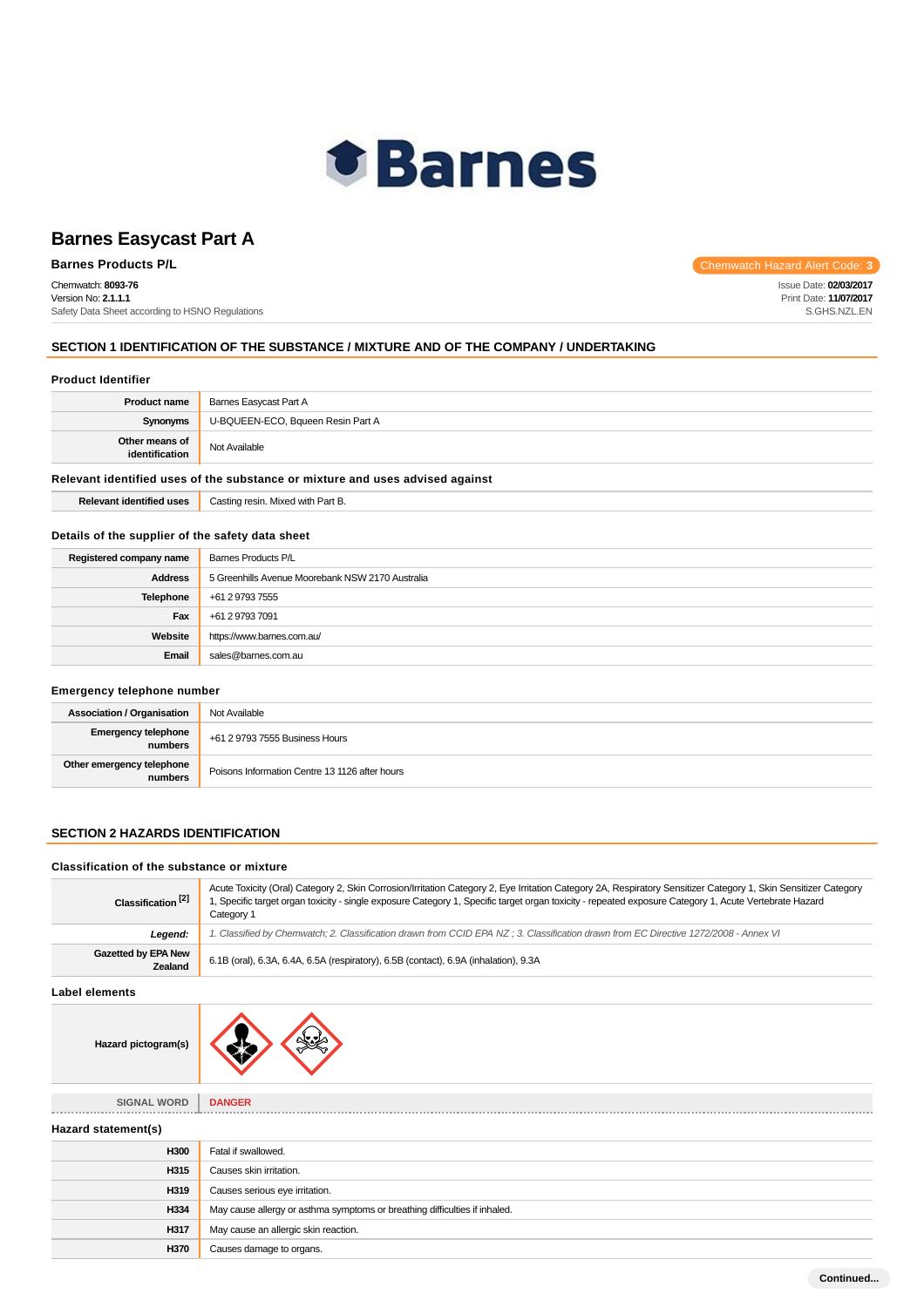# Barnes Easycast Part A

**Barnes Products P/L**

Chemwatch Hazard Alert Code: **3**

Chemwatch: **8093-76**
Version No: **2.1.1.1**
Safety Data Sheet according to HSNO Regulations

Issue Date: **02/03/2017**
Print Date: **11/07/2017**
S.GHS.NZL.EN

## SECTION 1 IDENTIFICATION OF THE SUBSTANCE / MIXTURE AND OF THE COMPANY / UNDERTAKING

### Product Identifier

| | |
|---|---|
| **Product name** | Barnes Easycast Part A |
| **Synonyms** | U-BQUEEN-ECO, Bqueen Resin Part A |
| **Other means of identification** | Not Available |

### Relevant identified uses of the substance or mixture and uses advised against

| | |
|---|---|
| **Relevant identified uses** | Casting resin. Mixed with Part B. |

### Details of the supplier of the safety data sheet

| | |
|---|---|
| **Registered company name** | Barnes Products P/L |
| **Address** | 5 Greenhills Avenue Moorebank NSW 2170 Australia |
| **Telephone** | +61 2 9793 7555 |
| **Fax** | +61 2 9793 7091 |
| **Website** | https://www.barnes.com.au/ |
| **Email** | sales@barnes.com.au |

### Emergency telephone number

| | |
|---|---|
| **Association / Organisation** | Not Available |
| **Emergency telephone numbers** | +61 2 9793 7555 Business Hours |
| **Other emergency telephone numbers** | Poisons Information Centre 13 1126 after hours |

## SECTION 2 HAZARDS IDENTIFICATION

### Classification of the substance or mixture

| | |
|---|---|
| **Classification [2]** | Acute Toxicity (Oral) Category 2, Skin Corrosion/Irritation Category 2, Eye Irritation Category 2A, Respiratory Sensitizer Category 1, Skin Sensitizer Category 1, Specific target organ toxicity - single exposure Category 1, Specific target organ toxicity - repeated exposure Category 1, Acute Vertebrate Hazard Category 1 |
| **Legend:** | *1. Classified by Chemwatch; 2. Classification drawn from CCID EPA NZ ; 3. Classification drawn from EC Directive 1272/2008 - Annex VI* |
| **Gazetted by EPA New Zealand** | 6.1B (oral), 6.3A, 6.4A, 6.5A (respiratory), 6.5B (contact), 6.9A (inhalation), 9.3A |

### Label elements

| | |
|---|---|
| **Hazard pictogram(s)** | |
| **SIGNAL WORD** | **DANGER** |

### Hazard statement(s)

| | |
|---|---|
| **H300** | Fatal if swallowed. |
| **H315** | Causes skin irritation. |
| **H319** | Causes serious eye irritation. |
| **H334** | May cause allergy or asthma symptoms or breathing difficulties if inhaled. |
| **H317** | May cause an allergic skin reaction. |
| **H370** | Causes damage to organs. |

Continued...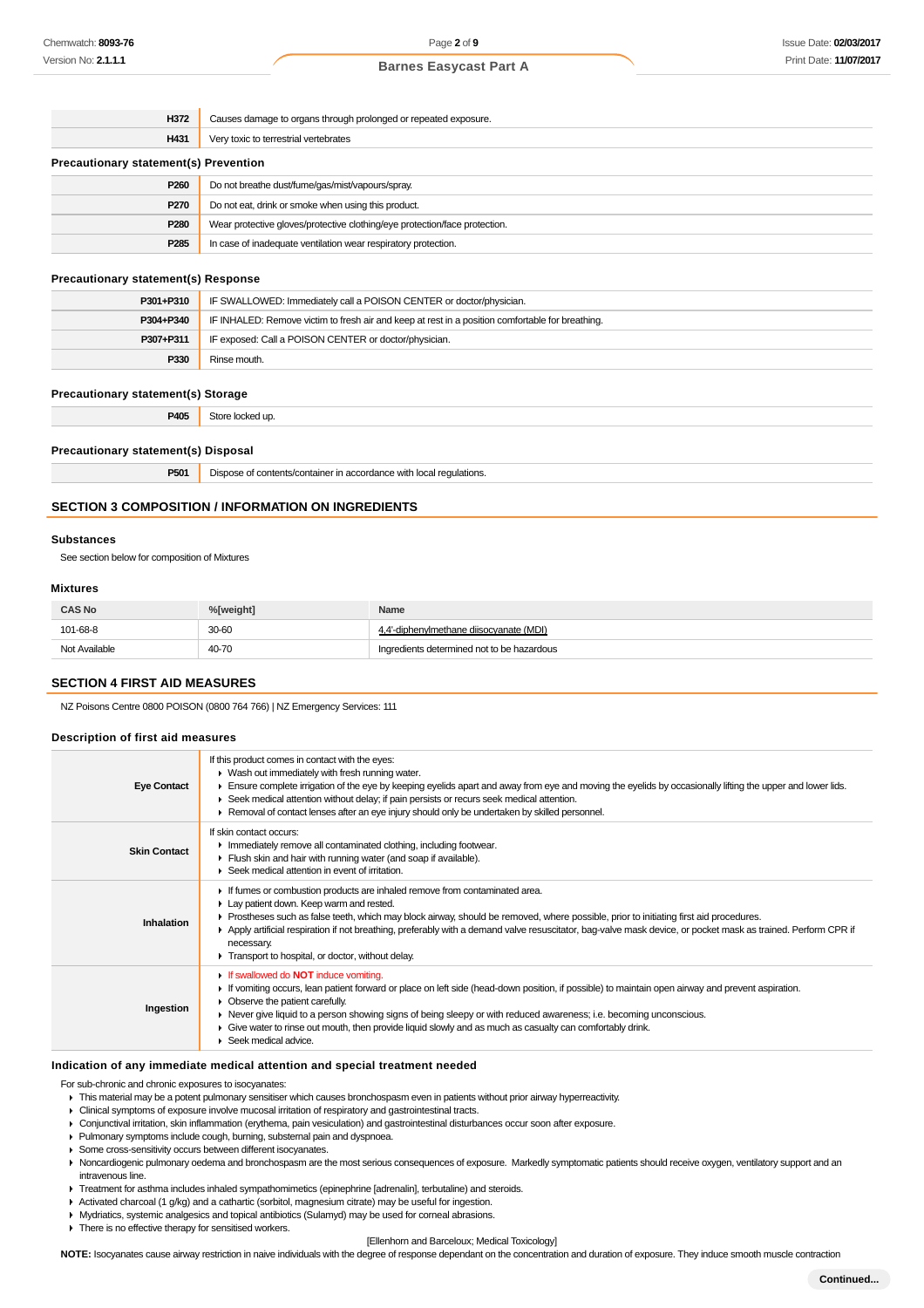| | |
|---|---|
| **H372** | Causes damage to organs through prolonged or repeated exposure. |
| **H431** | Very toxic to terrestrial vertebrates |

### Precautionary statement(s) Prevention

| | |
|---|---|
| **P260** | Do not breathe dust/fume/gas/mist/vapours/spray. |
| **P270** | Do not eat, drink or smoke when using this product. |
| **P280** | Wear protective gloves/protective clothing/eye protection/face protection. |
| **P285** | In case of inadequate ventilation wear respiratory protection. |

### Precautionary statement(s) Response

| | |
|---|---|
| **P301+P310** | IF SWALLOWED: Immediately call a POISON CENTER or doctor/physician. |
| **P304+P340** | IF INHALED: Remove victim to fresh air and keep at rest in a position comfortable for breathing. |
| **P307+P311** | IF exposed: Call a POISON CENTER or doctor/physician. |
| **P330** | Rinse mouth. |

### Precautionary statement(s) Storage

| | |
|---|---|
| **P405** | Store locked up. |

### Precautionary statement(s) Disposal

| | |
|---|---|
| **P501** | Dispose of contents/container in accordance with local regulations. |

## SECTION 3 COMPOSITION / INFORMATION ON INGREDIENTS

### Substances

See section below for composition of Mixtures

### Mixtures

| CAS No | %[weight] | Name |
|---|---|---|
| 101-68-8 | 30-60 | 4,4'-diphenylmethane diisocyanate (MDI) |
| Not Available | 40-70 | Ingredients determined not to be hazardous |

## SECTION 4 FIRST AID MEASURES

NZ Poisons Centre 0800 POISON (0800 764 766) | NZ Emergency Services: 111

### Description of first aid measures

| | |
|---|---|
| **Eye Contact** | If this product comes in contact with the eyes:<br>▸ Wash out immediately with fresh running water.<br>▸ Ensure complete irrigation of the eye by keeping eyelids apart and away from eye and moving the eyelids by occasionally lifting the upper and lower lids.<br>▸ Seek medical attention without delay; if pain persists or recurs seek medical attention.<br>▸ Removal of contact lenses after an eye injury should only be undertaken by skilled personnel. |
| **Skin Contact** | If skin contact occurs:<br>▸ Immediately remove all contaminated clothing, including footwear.<br>▸ Flush skin and hair with running water (and soap if available).<br>▸ Seek medical attention in event of irritation. |
| **Inhalation** | ▸ If fumes or combustion products are inhaled remove from contaminated area.<br>▸ Lay patient down. Keep warm and rested.<br>▸ Prostheses such as false teeth, which may block airway, should be removed, where possible, prior to initiating first aid procedures.<br>▸ Apply artificial respiration if not breathing, preferably with a demand valve resuscitator, bag-valve mask device, or pocket mask as trained. Perform CPR if necessary.<br>▸ Transport to hospital, or doctor, without delay. |
| **Ingestion** | ▸ If swallowed do **NOT** induce vomiting.<br>▸ If vomiting occurs, lean patient forward or place on left side (head-down position, if possible) to maintain open airway and prevent aspiration.<br>▸ Observe the patient carefully.<br>▸ Never give liquid to a person showing signs of being sleepy or with reduced awareness; i.e. becoming unconscious.<br>▸ Give water to rinse out mouth, then provide liquid slowly and as much as casualty can comfortably drink.<br>▸ Seek medical advice. |

### Indication of any immediate medical attention and special treatment needed

For sub-chronic and chronic exposures to isocyanates:

- This material may be a potent pulmonary sensitiser which causes bronchospasm even in patients without prior airway hyperreactivity.
- Clinical symptoms of exposure involve mucosal irritation of respiratory and gastrointestinal tracts.
- Conjunctival irritation, skin inflammation (erythema, pain vesiculation) and gastrointestinal disturbances occur soon after exposure.
- Pulmonary symptoms include cough, burning, substernal pain and dyspnoea.
- Some cross-sensitivity occurs between different isocyanates.
- Noncardiogenic pulmonary oedema and bronchospasm are the most serious consequences of exposure. Markedly symptomatic patients should receive oxygen, ventilatory support and an intravenous line.
- Treatment for asthma includes inhaled sympathomimetics (epinephrine [adrenalin], terbutaline) and steroids.
- Activated charcoal (1 g/kg) and a cathartic (sorbitol, magnesium citrate) may be useful for ingestion.
- Mydriatics, systemic analgesics and topical antibiotics (Sulamyd) may be used for corneal abrasions.
- There is no effective therapy for sensitised workers.

[Ellenhorn and Barceloux; Medical Toxicology]

**NOTE:** Isocyanates cause airway restriction in naive individuals with the degree of response dependant on the concentration and duration of exposure. They induce smooth muscle contraction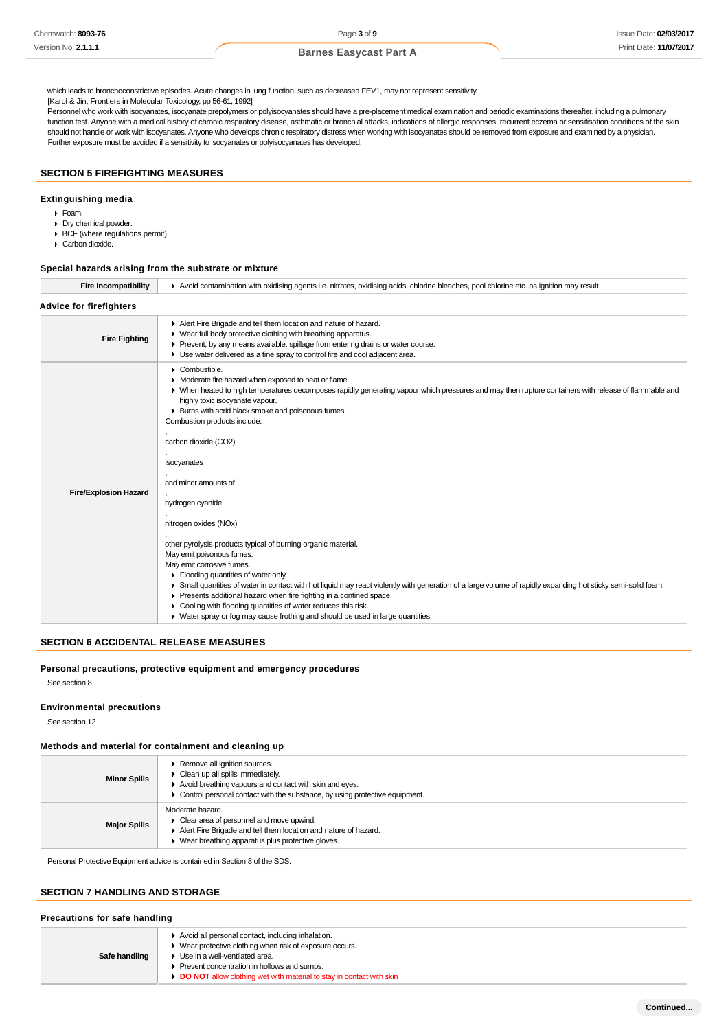which leads to bronchoconstrictive episodes. Acute changes in lung function, such as decreased FEV1, may not represent sensitivity.
[Karol & Jin, Frontiers in Molecular Toxicology, pp 56-61, 1992]
Personnel who work with isocyanates, isocyanate prepolymers or polyisocyanates should have a pre-placement medical examination and periodic examinations thereafter, including a pulmonary function test. Anyone with a medical history of chronic respiratory disease, asthmatic or bronchial attacks, indications of allergic responses, recurrent eczema or sensitisation conditions of the skin should not handle or work with isocyanates. Anyone who develops chronic respiratory distress when working with isocyanates should be removed from exposure and examined by a physician. Further exposure must be avoided if a sensitivity to isocyanates or polyisocyanates has developed.

## SECTION 5 FIREFIGHTING MEASURES

### Extinguishing media

- Foam.
- Dry chemical powder.
- BCF (where regulations permit).
- Carbon dioxide.

### Special hazards arising from the substrate or mixture

| | |
|---|---|
| **Fire Incompatibility** | ▸ Avoid contamination with oxidising agents i.e. nitrates, oxidising acids, chlorine bleaches, pool chlorine etc. as ignition may result |

### Advice for firefighters

| | |
|---|---|
| **Fire Fighting** | ▸ Alert Fire Brigade and tell them location and nature of hazard.<br>▸ Wear full body protective clothing with breathing apparatus.<br>▸ Prevent, by any means available, spillage from entering drains or water course.<br>▸ Use water delivered as a fine spray to control fire and cool adjacent area. |
| **Fire/Explosion Hazard** | ▸ Combustible.<br>▸ Moderate fire hazard when exposed to heat or flame.<br>▸ When heated to high temperatures decomposes rapidly generating vapour which pressures and may then rupture containers with release of flammable and highly toxic isocyanate vapour.<br>▸ Burns with acrid black smoke and poisonous fumes.<br>Combustion products include:<br>,<br>carbon dioxide ($CO_2$)<br>,<br>isocyanates<br>,<br>and minor amounts of<br>,<br>hydrogen cyanide<br>,<br>nitrogen oxides (NOx)<br>,<br>other pyrolysis products typical of burning organic material.<br>May emit poisonous fumes.<br>May emit corrosive fumes.<br>▸ Flooding quantities of water only.<br>▸ Small quantities of water in contact with hot liquid may react violently with generation of a large volume of rapidly expanding hot sticky semi-solid foam.<br>▸ Presents additional hazard when fire fighting in a confined space.<br>▸ Cooling with flooding quantities of water reduces this risk.<br>▸ Water spray or fog may cause frothing and should be used in large quantities. |

## SECTION 6 ACCIDENTAL RELEASE MEASURES

### Personal precautions, protective equipment and emergency procedures

See section 8

### Environmental precautions

See section 12

### Methods and material for containment and cleaning up

| | |
|---|---|
| **Minor Spills** | ▸ Remove all ignition sources.<br>▸ Clean up all spills immediately.<br>▸ Avoid breathing vapours and contact with skin and eyes.<br>▸ Control personal contact with the substance, by using protective equipment. |
| **Major Spills** | Moderate hazard.<br>▸ Clear area of personnel and move upwind.<br>▸ Alert Fire Brigade and tell them location and nature of hazard.<br>▸ Wear breathing apparatus plus protective gloves. |

Personal Protective Equipment advice is contained in Section 8 of the SDS.

## SECTION 7 HANDLING AND STORAGE

### Precautions for safe handling

| | |
|---|---|
| **Safe handling** | ▸ Avoid all personal contact, including inhalation.<br>▸ Wear protective clothing when risk of exposure occurs.<br>▸ Use in a well-ventilated area.<br>▸ Prevent concentration in hollows and sumps.<br>▸ **DO NOT** allow clothing wet with material to stay in contact with skin |

Continued...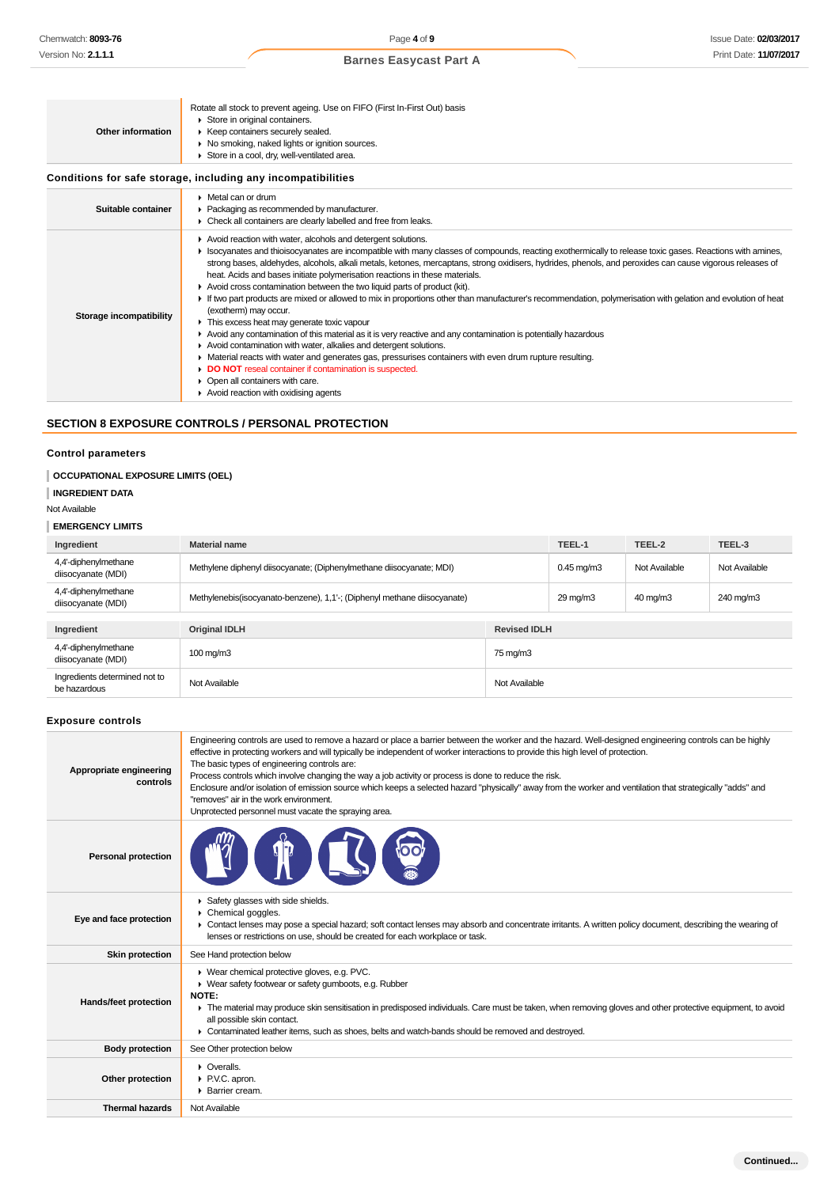| | |
|---|---|
| **Other information** | Rotate all stock to prevent ageing. Use on FIFO (First In-First Out) basis<br>▸ Store in original containers.<br>▸ Keep containers securely sealed.<br>▸ No smoking, naked lights or ignition sources.<br>▸ Store in a cool, dry, well-ventilated area. |

**Conditions for safe storage, including any incompatibilities**

| | |
|---|---|
| **Suitable container** | ▸ Metal can or drum<br>▸ Packaging as recommended by manufacturer.<br>▸ Check all containers are clearly labelled and free from leaks. |
| **Storage incompatibility** | ▸ Avoid reaction with water, alcohols and detergent solutions.<br>▸ Isocyanates and thioisocyanates are incompatible with many classes of compounds, reacting exothermically to release toxic gases. Reactions with amines, strong bases, aldehydes, alcohols, alkali metals, ketones, mercaptans, strong oxidisers, hydrides, phenols, and peroxides can cause vigorous releases of heat. Acids and bases initiate polymerisation reactions in these materials.<br>▸ Avoid cross contamination between the two liquid parts of product (kit).<br>▸ If two part products are mixed or allowed to mix in proportions other than manufacturer's recommendation, polymerisation with gelation and evolution of heat (exotherm) may occur.<br>▸ This excess heat may generate toxic vapour<br>▸ Avoid any contamination of this material as it is very reactive and any contamination is potentially hazardous<br>▸ Avoid contamination with water, alkalies and detergent solutions.<br>▸ Material reacts with water and generates gas, pressurises containers with even drum rupture resulting.<br>▸ **DO NOT** reseal container if contamination is suspected.<br>▸ Open all containers with care.<br>▸ Avoid reaction with oxidising agents |

## SECTION 8 EXPOSURE CONTROLS / PERSONAL PROTECTION

### Control parameters

**OCCUPATIONAL EXPOSURE LIMITS (OEL)**

**INGREDIENT DATA**

Not Available

**EMERGENCY LIMITS**

| Ingredient | Material name | TEEL-1 | TEEL-2 | TEEL-3 |
|---|---|---|---|---|
| 4,4'-diphenylmethane diisocyanate (MDI) | Methylene diphenyl diisocyanate; (Diphenylmethane diisocyanate; MDI) | 0.45 mg/m3 | Not Available | Not Available |
| 4,4'-diphenylmethane diisocyanate (MDI) | Methylenebis(isocyanato-benzene), 1,1'-; (Diphenyl methane diisocyanate) | 29 mg/m3 | 40 mg/m3 | 240 mg/m3 |

| Ingredient | Original IDLH | Revised IDLH |
|---|---|---|
| 4,4'-diphenylmethane diisocyanate (MDI) | 100 mg/m3 | 75 mg/m3 |
| Ingredients determined not to be hazardous | Not Available | Not Available |

### Exposure controls

| | |
|---|---|
| **Appropriate engineering controls** | Engineering controls are used to remove a hazard or place a barrier between the worker and the hazard. Well-designed engineering controls can be highly effective in protecting workers and will typically be independent of worker interactions to provide this high level of protection.<br>The basic types of engineering controls are:<br>Process controls which involve changing the way a job activity or process is done to reduce the risk.<br>Enclosure and/or isolation of emission source which keeps a selected hazard "physically" away from the worker and ventilation that strategically "adds" and "removes" air in the work environment.<br>Unprotected personnel must vacate the spraying area. |
| **Personal protection** | |
| **Eye and face protection** | ▸ Safety glasses with side shields.<br>▸ Chemical goggles.<br>▸ Contact lenses may pose a special hazard; soft contact lenses may absorb and concentrate irritants. A written policy document, describing the wearing of lenses or restrictions on use, should be created for each workplace or task. |
| **Skin protection** | See Hand protection below |
| **Hands/feet protection** | ▸ Wear chemical protective gloves, e.g. PVC.<br>▸ Wear safety footwear or safety gumboots, e.g. Rubber<br>**NOTE:**<br>▸ The material may produce skin sensitisation in predisposed individuals. Care must be taken, when removing gloves and other protective equipment, to avoid all possible skin contact.<br>▸ Contaminated leather items, such as shoes, belts and watch-bands should be removed and destroyed. |
| **Body protection** | See Other protection below |
| **Other protection** | ▸ Overalls.<br>▸ P.V.C. apron.<br>▸ Barrier cream. |
| **Thermal hazards** | Not Available |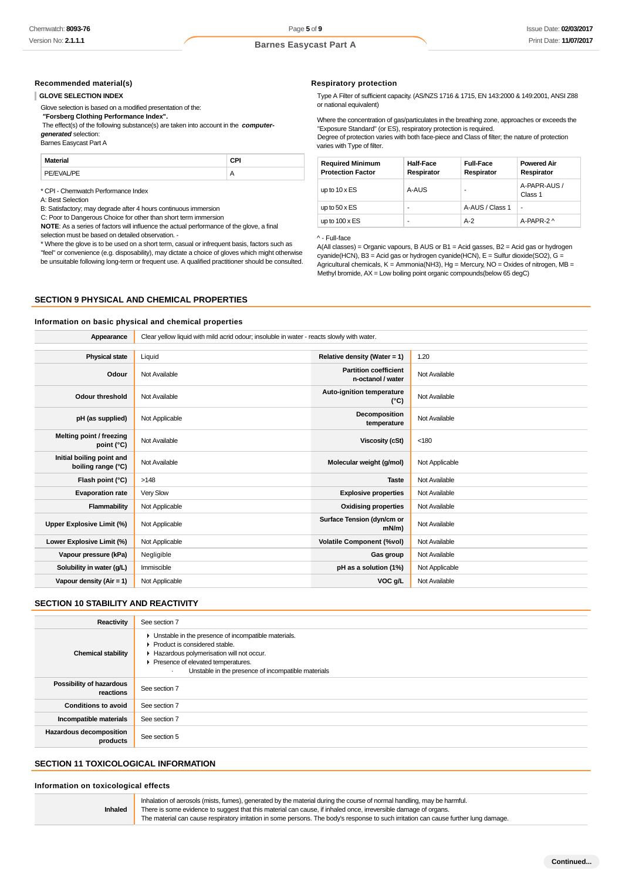### Recommended material(s)

**GLOVE SELECTION INDEX**

Glove selection is based on a modified presentation of the:
**"Forsberg Clothing Performance Index".**
The effect(s) of the following substance(s) are taken into account in the ***computer-generated*** selection:
Barnes Easycast Part A

| Material | CPI |
|---|---|
| PE/EVAL/PE | A |

* CPI - Chemwatch Performance Index
A: Best Selection
B: Satisfactory; may degrade after 4 hours continuous immersion
C: Poor to Dangerous Choice for other than short term immersion
**NOTE**: As a series of factors will influence the actual performance of the glove, a final selection must be based on detailed observation. -
* Where the glove is to be used on a short term, casual or infrequent basis, factors such as "feel" or convenience (e.g. disposability), may dictate a choice of gloves which might otherwise be unsuitable following long-term or frequent use. A qualified practitioner should be consulted.

### Respiratory protection

Type A Filter of sufficient capacity. (AS/NZS 1716 & 1715, EN 143:2000 & 149:2001, ANSI Z88 or national equivalent)

Where the concentration of gas/particulates in the breathing zone, approaches or exceeds the "Exposure Standard" (or ES), respiratory protection is required.
Degree of protection varies with both face-piece and Class of filter; the nature of protection varies with Type of filter.

| Required Minimum Protection Factor | Half-Face Respirator | Full-Face Respirator | Powered Air Respirator |
|---|---|---|---|
| up to 10 x ES | A-AUS | - | A-PAPR-AUS / Class 1 |
| up to 50 x ES | - | A-AUS / Class 1 | - |
| up to 100 x ES | - | A-2 | A-PAPR-2 ^ |

^ - Full-face
A(All classes) = Organic vapours, B AUS or B1 = Acid gasses, B2 = Acid gas or hydrogen cyanide(HCN), B3 = Acid gas or hydrogen cyanide(HCN), E = Sulfur dioxide($SO_2$), G = Agricultural chemicals, K = Ammonia($NH_3$), Hg = Mercury, NO = Oxides of nitrogen, MB = Methyl bromide, AX = Low boiling point organic compounds(below 65 degC)

## SECTION 9 PHYSICAL AND CHEMICAL PROPERTIES

### Information on basic physical and chemical properties

| Appearance | Clear yellow liquid with mild acrid odour; insoluble in water - reacts slowly with water. | | |
|---|---|---|---|
| **Physical state** | Liquid | **Relative density (Water = 1)** | 1.20 |
| **Odour** | Not Available | **Partition coefficient n-octanol / water** | Not Available |
| **Odour threshold** | Not Available | **Auto-ignition temperature (°C)** | Not Available |
| **pH (as supplied)** | Not Applicable | **Decomposition temperature** | Not Available |
| **Melting point / freezing point (°C)** | Not Available | **Viscosity (cSt)** | <180 |
| **Initial boiling point and boiling range (°C)** | Not Available | **Molecular weight (g/mol)** | Not Applicable |
| **Flash point (°C)** | >148 | **Taste** | Not Available |
| **Evaporation rate** | Very Slow | **Explosive properties** | Not Available |
| **Flammability** | Not Applicable | **Oxidising properties** | Not Available |
| **Upper Explosive Limit (%)** | Not Applicable | **Surface Tension (dyn/cm or mN/m)** | Not Available |
| **Lower Explosive Limit (%)** | Not Applicable | **Volatile Component (%vol)** | Not Available |
| **Vapour pressure (kPa)** | Negligible | **Gas group** | Not Available |
| **Solubility in water (g/L)** | Immiscible | **pH as a solution (1%)** | Not Applicable |
| **Vapour density (Air = 1)** | Not Applicable | **VOC g/L** | Not Available |

## SECTION 10 STABILITY AND REACTIVITY

| Reactivity | See section 7 |
|---|---|
| **Chemical stability** | ▸ Unstable in the presence of incompatible materials.<br>▸ Product is considered stable.<br>▸ Hazardous polymerisation will not occur.<br>▸ Presence of elevated temperatures.<br>· Unstable in the presence of incompatible materials |
| **Possibility of hazardous reactions** | See section 7 |
| **Conditions to avoid** | See section 7 |
| **Incompatible materials** | See section 7 |
| **Hazardous decomposition products** | See section 5 |

## SECTION 11 TOXICOLOGICAL INFORMATION

### Information on toxicological effects

| Inhaled | Inhalation of aerosols (mists, fumes), generated by the material during the course of normal handling, may be harmful.<br>There is some evidence to suggest that this material can cause, if inhaled once, irreversible damage of organs.<br>The material can cause respiratory irritation in some persons. The body's response to such irritation can cause further lung damage. |
|---|---|

Continued...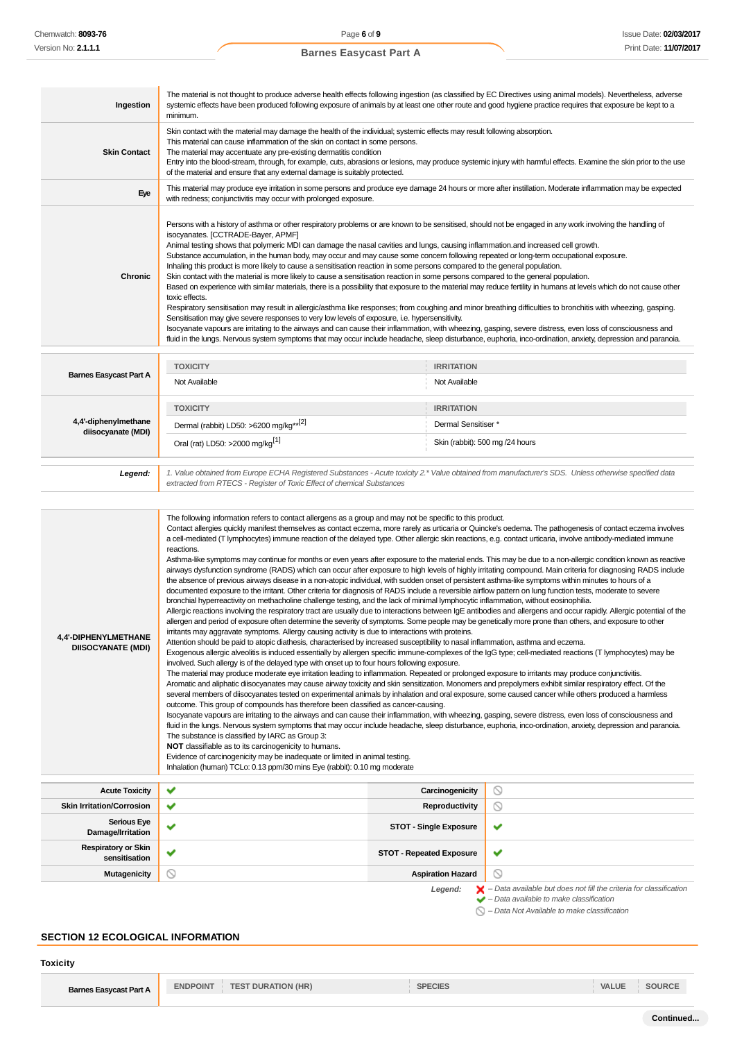| | |
|---|---|
| **Ingestion** | The material is not thought to produce adverse health effects following ingestion (as classified by EC Directives using animal models). Nevertheless, adverse systemic effects have been produced following exposure of animals by at least one other route and good hygiene practice requires that exposure be kept to a minimum. |
| **Skin Contact** | Skin contact with the material may damage the health of the individual; systemic effects may result following absorption.<br>This material can cause inflammation of the skin on contact in some persons.<br>The material may accentuate any pre-existing dermatitis condition<br>Entry into the blood-stream, through, for example, cuts, abrasions or lesions, may produce systemic injury with harmful effects. Examine the skin prior to the use of the material and ensure that any external damage is suitably protected. |
| **Eye** | This material may produce eye irritation in some persons and produce eye damage 24 hours or more after instillation. Moderate inflammation may be expected with redness; conjunctivitis may occur with prolonged exposure. |
| **Chronic** | Persons with a history of asthma or other respiratory problems or are known to be sensitised, should not be engaged in any work involving the handling of isocyanates. [CCTRADE-Bayer, APMF]<br>Animal testing shows that polymeric MDI can damage the nasal cavities and lungs, causing inflammation.and increased cell growth.<br>Substance accumulation, in the human body, may occur and may cause some concern following repeated or long-term occupational exposure.<br>Inhaling this product is more likely to cause a sensitisation reaction in some persons compared to the general population.<br>Skin contact with the material is more likely to cause a sensitisation reaction in some persons compared to the general population.<br>Based on experience with similar materials, there is a possibility that exposure to the material may reduce fertility in humans at levels which do not cause other toxic effects.<br>Respiratory sensitisation may result in allergic/asthma like responses; from coughing and minor breathing difficulties to bronchitis with wheezing, gasping.<br>Sensitisation may give severe responses to very low levels of exposure, i.e. hypersensitivity.<br>Isocyanate vapours are irritating to the airways and can cause their inflammation, with wheezing, gasping, severe distress, even loss of consciousness and fluid in the lungs. Nervous system symptoms that may occur include headache, sleep disturbance, euphoria, inco-ordination, anxiety, depression and paranoia. |

| | TOXICITY | IRRITATION |
|---|---|---|
| **Barnes Easycast Part A** | Not Available | Not Available |
| | **TOXICITY** | **IRRITATION** |
| **4,4'-diphenylmethane diisocyanate (MDI)** | Dermal (rabbit) LD50: >6200 mg/kg**[2] | Dermal Sensitiser * |
| | Oral (rat) LD50: >2000 mg/kg[1] | Skin (rabbit): 500 mg /24 hours |

| | |
|---|---|
| ***Legend:*** | *1. Value obtained from Europe ECHA Registered Substances - Acute toxicity 2.* Value obtained from manufacturer's SDS. Unless otherwise specified data extracted from RTECS - Register of Toxic Effect of chemical Substances* |

| | |
|---|---|
| **4,4'-DIPHENYLMETHANE DIISOCYANATE (MDI)** | The following information refers to contact allergens as a group and may not be specific to this product.<br>Contact allergies quickly manifest themselves as contact eczema, more rarely as urticaria or Quincke's oedema. The pathogenesis of contact eczema involves a cell-mediated (T lymphocytes) immune reaction of the delayed type. Other allergic skin reactions, e.g. contact urticaria, involve antibody-mediated immune reactions.<br>Asthma-like symptoms may continue for months or even years after exposure to the material ends. This may be due to a non-allergic condition known as reactive airways dysfunction syndrome (RADS) which can occur after exposure to high levels of highly irritating compound. Main criteria for diagnosing RADS include the absence of previous airways disease in a non-atopic individual, with sudden onset of persistent asthma-like symptoms within minutes to hours of a documented exposure to the irritant. Other criteria for diagnosis of RADS include a reversible airflow pattern on lung function tests, moderate to severe bronchial hyperreactivity on methacholine challenge testing, and the lack of minimal lymphocytic inflammation, without eosinophilia.<br>Allergic reactions involving the respiratory tract are usually due to interactions between IgE antibodies and allergens and occur rapidly. Allergic potential of the allergen and period of exposure often determine the severity of symptoms. Some people may be genetically more prone than others, and exposure to other irritants may aggravate symptoms. Allergy causing activity is due to interactions with proteins.<br>Attention should be paid to atopic diathesis, characterised by increased susceptibility to nasal inflammation, asthma and eczema.<br>Exogenous allergic alveolitis is induced essentially by allergen specific immune-complexes of the IgG type; cell-mediated reactions (T lymphocytes) may be involved. Such allergy is of the delayed type with onset up to four hours following exposure.<br>The material may produce moderate eye irritation leading to inflammation. Repeated or prolonged exposure to irritants may produce conjunctivitis.<br>Aromatic and aliphatic diisocyanates may cause airway toxicity and skin sensitization. Monomers and prepolymers exhibit similar respiratory effect. Of the several members of diisocyanates tested on experimental animals by inhalation and oral exposure, some caused cancer while others produced a harmless outcome. This group of compounds has therefore been classified as cancer-causing.<br>Isocyanate vapours are irritating to the airways and can cause their inflammation, with wheezing, gasping, severe distress, even loss of consciousness and fluid in the lungs. Nervous system symptoms that may occur include headache, sleep disturbance, euphoria, inco-ordination, anxiety, depression and paranoia.<br>The substance is classified by IARC as Group 3:<br>**NOT** classifiable as to its carcinogenicity to humans.<br>Evidence of carcinogenicity may be inadequate or limited in animal testing.<br>Inhalation (human) TCLo: 0.13 ppm/30 mins Eye (rabbit): 0.10 mg moderate |

| | | | |
|---|---|---|---|
| **Acute Toxicity** | ✔ | **Carcinogenicity** | ⃠ |
| **Skin Irritation/Corrosion** | ✔ | **Reproductivity** | ⃠ |
| **Serious Eye Damage/Irritation** | ✔ | **STOT - Single Exposure** | ✔ |
| **Respiratory or Skin sensitisation** | ✔ | **STOT - Repeated Exposure** | ✔ |
| **Mutagenicity** | ⃠ | **Aspiration Hazard** | ⃠ |

***Legend:***
- ✘ *– Data available but does not fill the criteria for classification*
- ✔ *– Data available to make classification*
- ⃠ *– Data Not Available to make classification*

## SECTION 12 ECOLOGICAL INFORMATION

### Toxicity

| | ENDPOINT | TEST DURATION (HR) | SPECIES | VALUE | SOURCE |
|---|---|---|---|---|---|
| **Barnes Easycast Part A** | | | | | |

Continued...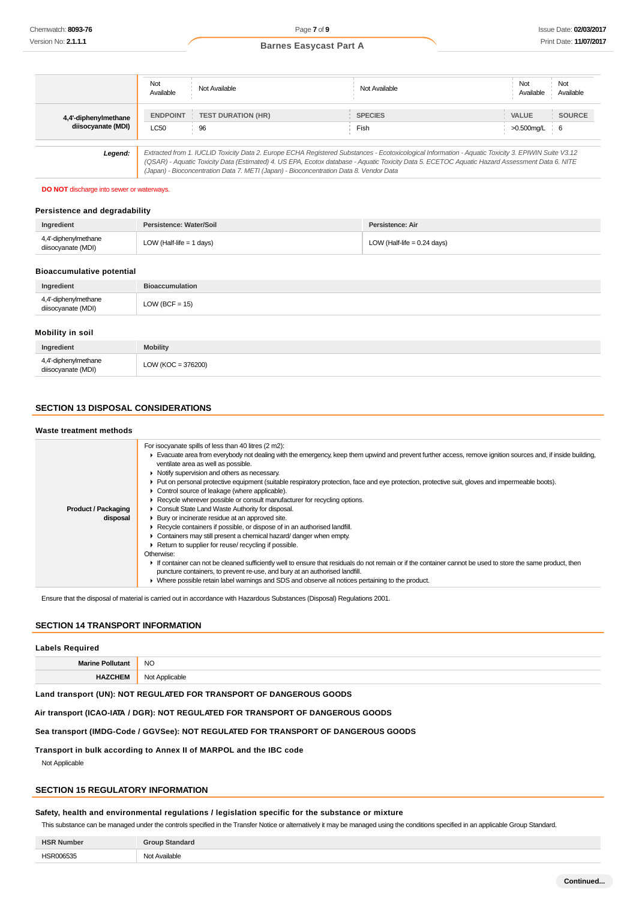|  | Not Available | Not Available | Not Available | Not Available | Not Available |
|---|---|---|---|---|---|
| **4,4'-diphenylmethane diisocyanate (MDI)** | **ENDPOINT** | **TEST DURATION (HR)** | **SPECIES** | **VALUE** | **SOURCE** |
|  | LC50 | 96 | Fish | >0.500mg/L | 6 |
| **Legend:** | *Extracted from 1. IUCLID Toxicity Data 2. Europe ECHA Registered Substances - Ecotoxicological Information - Aquatic Toxicity 3. EPIWIN Suite V3.12 (QSAR) - Aquatic Toxicity Data (Estimated) 4. US EPA, Ecotox database - Aquatic Toxicity Data 5. ECETOC Aquatic Hazard Assessment Data 6. NITE (Japan) - Bioconcentration Data 7. METI (Japan) - Bioconcentration Data 8. Vendor Data* | | | | |

**DO NOT** discharge into sewer or waterways.

### Persistence and degradability

| Ingredient | Persistence: Water/Soil | Persistence: Air |
|---|---|---|
| 4,4'-diphenylmethane diisocyanate (MDI) | LOW (Half-life = 1 days) | LOW (Half-life = 0.24 days) |

### Bioaccumulative potential

| Ingredient | Bioaccumulation |
|---|---|
| 4,4'-diphenylmethane diisocyanate (MDI) | LOW (BCF = 15) |

### Mobility in soil

| Ingredient | Mobility |
|---|---|
| 4,4'-diphenylmethane diisocyanate (MDI) | LOW (KOC = 376200) |

## SECTION 13 DISPOSAL CONSIDERATIONS

### Waste treatment methods

| | |
|---|---|
| **Product / Packaging disposal** | For isocyanate spills of less than 40 litres (2 m2):<br>▸ Evacuate area from everybody not dealing with the emergency, keep them upwind and prevent further access, remove ignition sources and, if inside building, ventilate area as well as possible.<br>▸ Notify supervision and others as necessary.<br>▸ Put on personal protective equipment (suitable respiratory protection, face and eye protection, protective suit, gloves and impermeable boots).<br>▸ Control source of leakage (where applicable).<br>▸ Recycle wherever possible or consult manufacturer for recycling options.<br>▸ Consult State Land Waste Authority for disposal.<br>▸ Bury or incinerate residue at an approved site.<br>▸ Recycle containers if possible, or dispose of in an authorised landfill.<br>▸ Containers may still present a chemical hazard/ danger when empty.<br>▸ Return to supplier for reuse/ recycling if possible.<br>Otherwise:<br>▸ If container can not be cleaned sufficiently well to ensure that residuals do not remain or if the container cannot be used to store the same product, then puncture containers, to prevent re-use, and bury at an authorised landfill.<br>▸ Where possible retain label warnings and SDS and observe all notices pertaining to the product. |

Ensure that the disposal of material is carried out in accordance with Hazardous Substances (Disposal) Regulations 2001.

## SECTION 14 TRANSPORT INFORMATION

### Labels Required

| | |
|---|---|
| **Marine Pollutant** | NO |
| **HAZCHEM** | Not Applicable |

**Land transport (UN): NOT REGULATED FOR TRANSPORT OF DANGEROUS GOODS**

**Air transport (ICAO-IATA / DGR): NOT REGULATED FOR TRANSPORT OF DANGEROUS GOODS**

**Sea transport (IMDG-Code / GGVSee): NOT REGULATED FOR TRANSPORT OF DANGEROUS GOODS**

**Transport in bulk according to Annex II of MARPOL and the IBC code**

Not Applicable

## SECTION 15 REGULATORY INFORMATION

### Safety, health and environmental regulations / legislation specific for the substance or mixture

This substance can be managed under the controls specified in the Transfer Notice or alternatively it may be managed using the conditions specified in an applicable Group Standard.

| HSR Number | Group Standard |
|---|---|
| HSR006535 | Not Available |

**Continued...**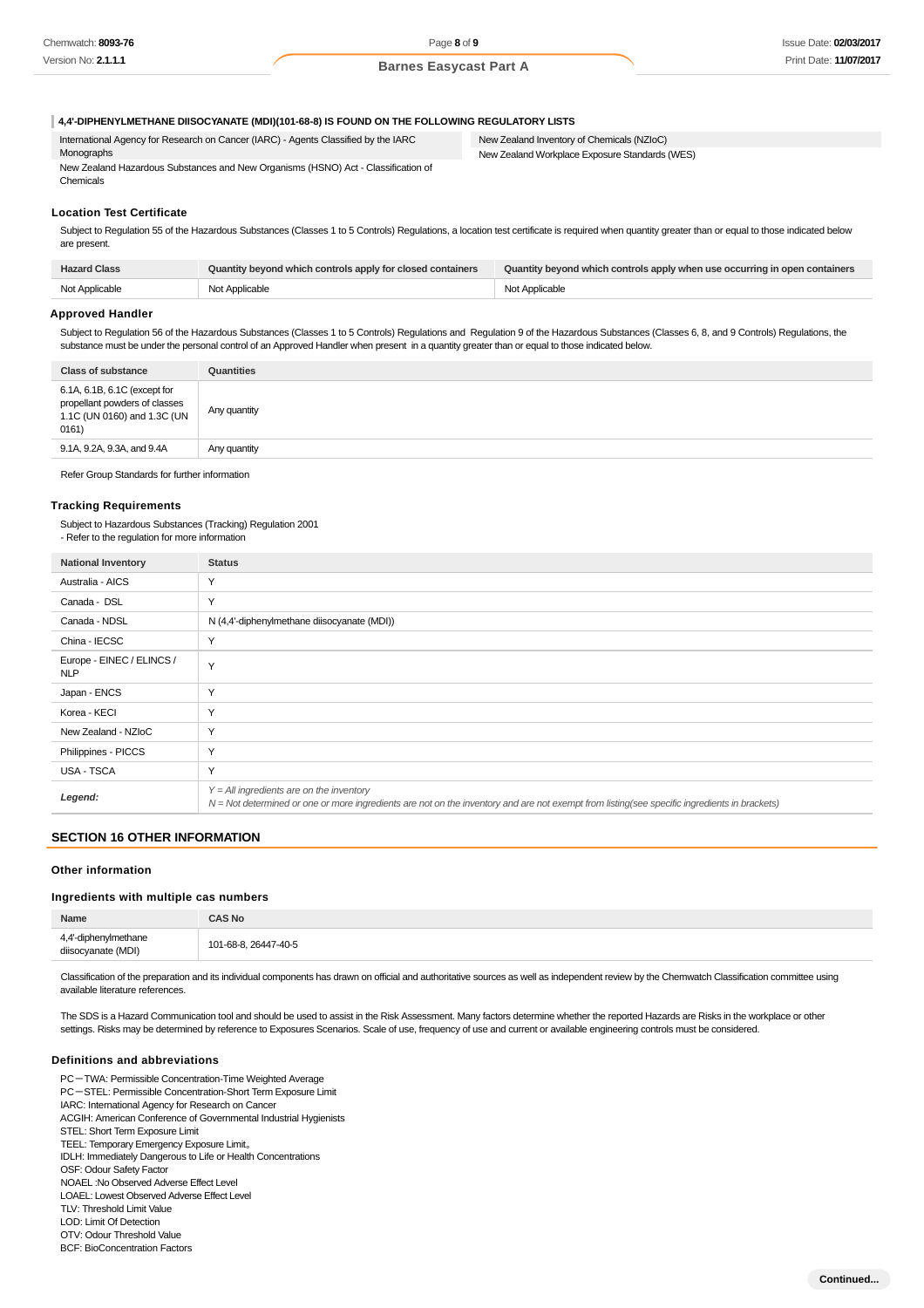#### 4,4'-DIPHENYLMETHANE DIISOCYANATE (MDI)(101-68-8) IS FOUND ON THE FOLLOWING REGULATORY LISTS

International Agency for Research on Cancer (IARC) - Agents Classified by the IARC Monographs

New Zealand Hazardous Substances and New Organisms (HSNO) Act - Classification of Chemicals

New Zealand Inventory of Chemicals (NZIoC)

New Zealand Workplace Exposure Standards (WES)

### Location Test Certificate

Subject to Regulation 55 of the Hazardous Substances (Classes 1 to 5 Controls) Regulations, a location test certificate is required when quantity greater than or equal to those indicated below are present.

| Hazard Class | Quantity beyond which controls apply for closed containers | Quantity beyond which controls apply when use occurring in open containers |
|---|---|---|
| Not Applicable | Not Applicable | Not Applicable |

### Approved Handler

Subject to Regulation 56 of the Hazardous Substances (Classes 1 to 5 Controls) Regulations and Regulation 9 of the Hazardous Substances (Classes 6, 8, and 9 Controls) Regulations, the substance must be under the personal control of an Approved Handler when present in a quantity greater than or equal to those indicated below.

| Class of substance | Quantities |
|---|---|
| 6.1A, 6.1B, 6.1C (except for propellant powders of classes 1.1C (UN 0160) and 1.3C (UN 0161) | Any quantity |
| 9.1A, 9.2A, 9.3A, and 9.4A | Any quantity |

Refer Group Standards for further information

### Tracking Requirements

Subject to Hazardous Substances (Tracking) Regulation 2001
- Refer to the regulation for more information

| National Inventory | Status |
|---|---|
| Australia - AICS | Y |
| Canada - DSL | Y |
| Canada - NDSL | N (4,4'-diphenylmethane diisocyanate (MDI)) |
| China - IECSC | Y |
| Europe - EINEC / ELINCS / NLP | Y |
| Japan - ENCS | Y |
| Korea - KECI | Y |
| New Zealand - NZIoC | Y |
| Philippines - PICCS | Y |
| USA - TSCA | Y |
| ***Legend:*** | *Y = All ingredients are on the inventory*<br>*N = Not determined or one or more ingredients are not on the inventory and are not exempt from listing(see specific ingredients in brackets)* |

## SECTION 16 OTHER INFORMATION

### Other information

### Ingredients with multiple cas numbers

| Name | CAS No |
|---|---|
| 4,4'-diphenylmethane diisocyanate (MDI) | 101-68-8, 26447-40-5 |

Classification of the preparation and its individual components has drawn on official and authoritative sources as well as independent review by the Chemwatch Classification committee using available literature references.

The SDS is a Hazard Communication tool and should be used to assist in the Risk Assessment. Many factors determine whether the reported Hazards are Risks in the workplace or other settings. Risks may be determined by reference to Exposures Scenarios. Scale of use, frequency of use and current or available engineering controls must be considered.

### Definitions and abbreviations

PC－TWA: Permissible Concentration-Time Weighted Average  
PC－STEL: Permissible Concentration-Short Term Exposure Limit  
IARC: International Agency for Research on Cancer  
ACGIH: American Conference of Governmental Industrial Hygienists  
STEL: Short Term Exposure Limit  
TEEL: Temporary Emergency Exposure Limit。  
IDLH: Immediately Dangerous to Life or Health Concentrations  
OSF: Odour Safety Factor  
NOAEL :No Observed Adverse Effect Level  
LOAEL: Lowest Observed Adverse Effect Level  
TLV: Threshold Limit Value  
LOD: Limit Of Detection  
OTV: Odour Threshold Value  
BCF: BioConcentration Factors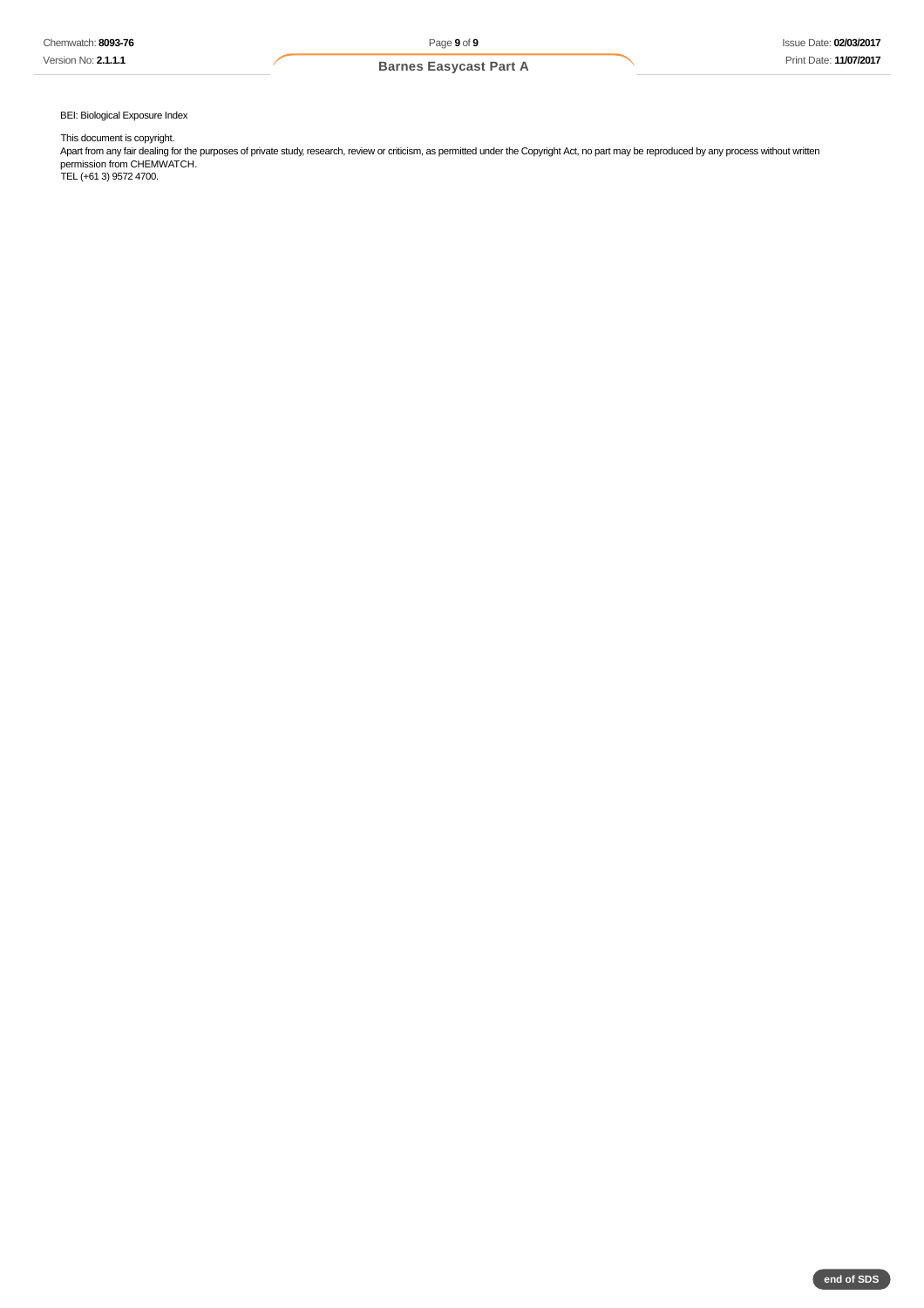BEI: Biological Exposure Index

This document is copyright.
Apart from any fair dealing for the purposes of private study, research, review or criticism, as permitted under the Copyright Act, no part may be reproduced by any process without written permission from CHEMWATCH.
TEL (+61 3) 9572 4700.

**end of SDS**